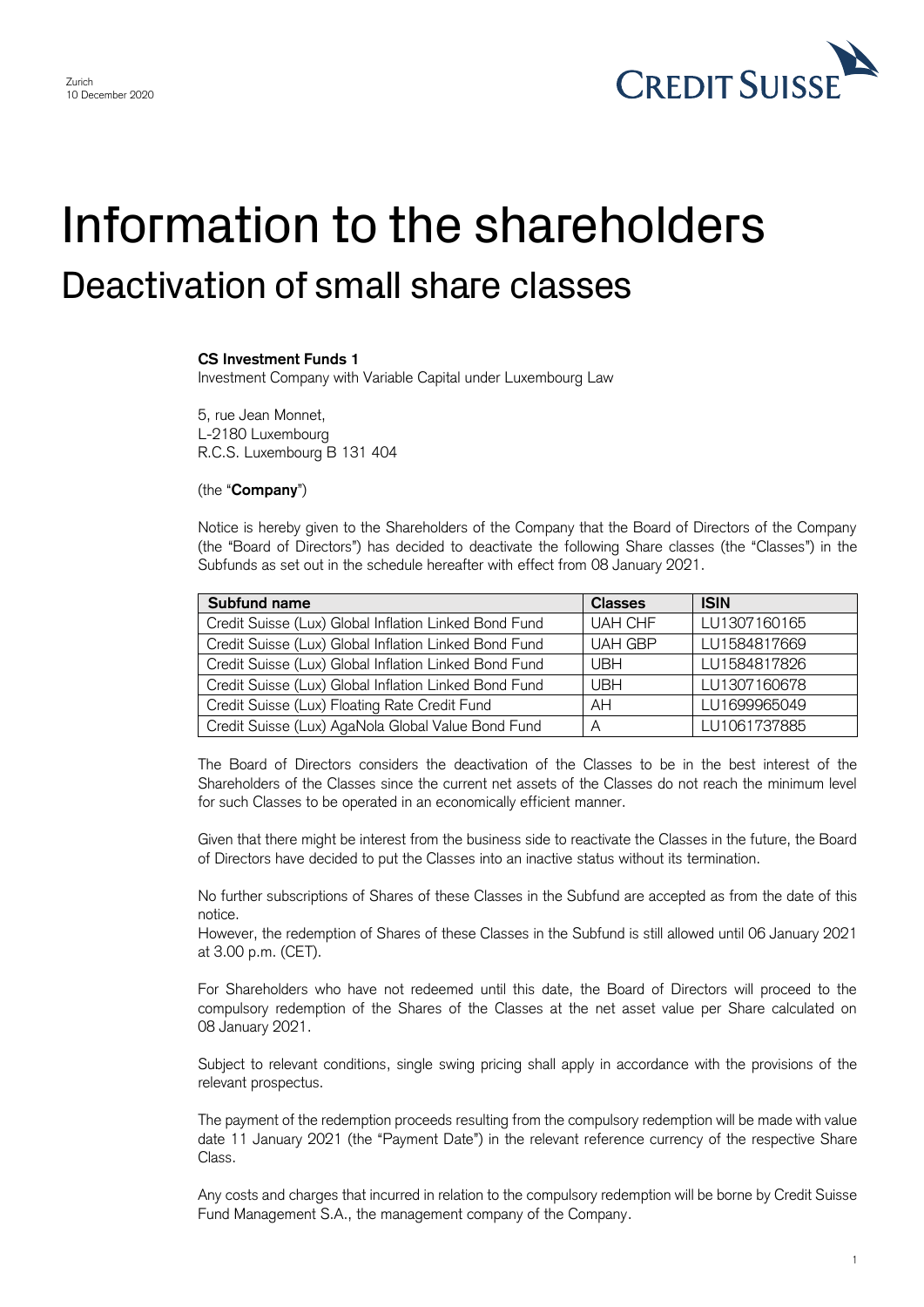Zurich
10 December 2020

# Information to the shareholders

## Deactivation of small share classes

**CS Investment Funds 1**
Investment Company with Variable Capital under Luxembourg Law

5, rue Jean Monnet,
L-2180 Luxembourg
R.C.S. Luxembourg B 131 404

(the "**Company**")

Notice is hereby given to the Shareholders of the Company that the Board of Directors of the Company (the "Board of Directors") has decided to deactivate the following Share classes (the "Classes") in the Subfunds as set out in the schedule hereafter with effect from 08 January 2021.

| Subfund name | Classes | ISIN |
|---|---|---|
| Credit Suisse (Lux) Global Inflation Linked Bond Fund | UAH CHF | LU1307160165 |
| Credit Suisse (Lux) Global Inflation Linked Bond Fund | UAH GBP | LU1584817669 |
| Credit Suisse (Lux) Global Inflation Linked Bond Fund | UBH | LU1584817826 |
| Credit Suisse (Lux) Global Inflation Linked Bond Fund | UBH | LU1307160678 |
| Credit Suisse (Lux) Floating Rate Credit Fund | AH | LU1699965049 |
| Credit Suisse (Lux) AgaNola Global Value Bond Fund | A | LU1061737885 |

The Board of Directors considers the deactivation of the Classes to be in the best interest of the Shareholders of the Classes since the current net assets of the Classes do not reach the minimum level for such Classes to be operated in an economically efficient manner.

Given that there might be interest from the business side to reactivate the Classes in the future, the Board of Directors have decided to put the Classes into an inactive status without its termination.

No further subscriptions of Shares of these Classes in the Subfund are accepted as from the date of this notice.
However, the redemption of Shares of these Classes in the Subfund is still allowed until 06 January 2021 at 3.00 p.m. (CET).

For Shareholders who have not redeemed until this date, the Board of Directors will proceed to the compulsory redemption of the Shares of the Classes at the net asset value per Share calculated on 08 January 2021.

Subject to relevant conditions, single swing pricing shall apply in accordance with the provisions of the relevant prospectus.

The payment of the redemption proceeds resulting from the compulsory redemption will be made with value date 11 January 2021 (the "Payment Date") in the relevant reference currency of the respective Share Class.

Any costs and charges that incurred in relation to the compulsory redemption will be borne by Credit Suisse Fund Management S.A., the management company of the Company.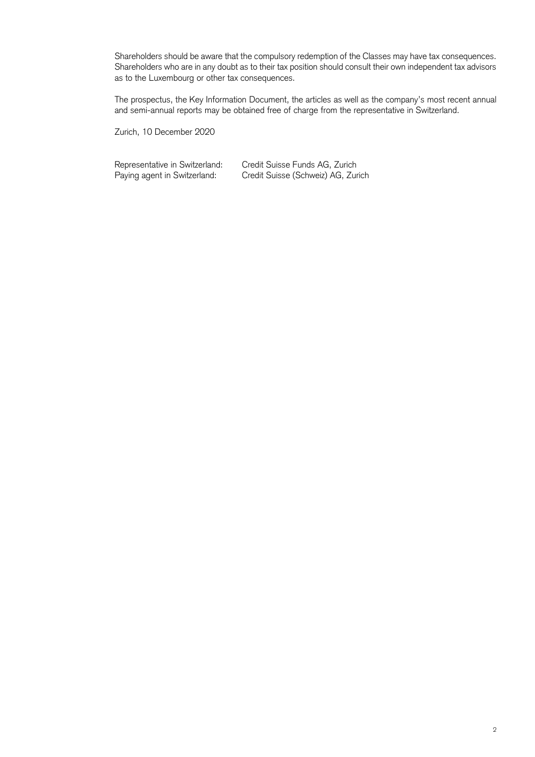Shareholders should be aware that the compulsory redemption of the Classes may have tax consequences. Shareholders who are in any doubt as to their tax position should consult their own independent tax advisors as to the Luxembourg or other tax consequences.

The prospectus, the Key Information Document, the articles as well as the company's most recent annual and semi-annual reports may be obtained free of charge from the representative in Switzerland.

Zurich, 10 December 2020

| | |
|---|---|
| Representative in Switzerland: | Credit Suisse Funds AG, Zurich |
| Paying agent in Switzerland: | Credit Suisse (Schweiz) AG, Zurich |